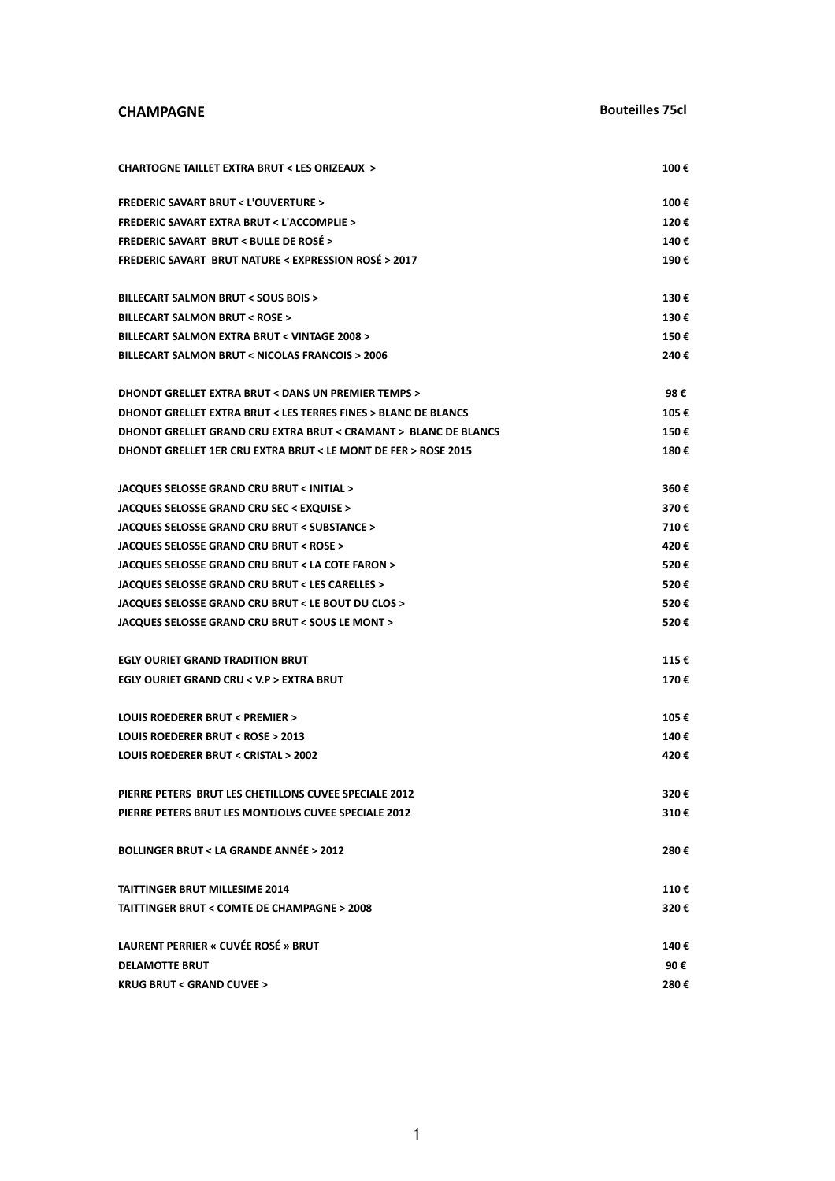## CHAMPAGNE

| | Bouteilles 75cl |
|---|---|
| **CHARTOGNE TAILLET EXTRA BRUT < LES ORIZEAUX >** | **100 €** |
| | |
| **FREDERIC SAVART BRUT < L'OUVERTURE >** | **100 €** |
| **FREDERIC SAVART EXTRA BRUT < L'ACCOMPLIE >** | **120 €** |
| **FREDERIC SAVART BRUT < BULLE DE ROSÉ >** | **140 €** |
| **FREDERIC SAVART BRUT NATURE < EXPRESSION ROSÉ > 2017** | **190 €** |
| | |
| **BILLECART SALMON BRUT < SOUS BOIS >** | **130 €** |
| **BILLECART SALMON BRUT < ROSE >** | **130 €** |
| **BILLECART SALMON EXTRA BRUT < VINTAGE 2008 >** | **150 €** |
| **BILLECART SALMON BRUT < NICOLAS FRANCOIS > 2006** | **240 €** |
| | |
| **DHONDT GRELLET EXTRA BRUT < DANS UN PREMIER TEMPS >** | **98 €** |
| **DHONDT GRELLET EXTRA BRUT < LES TERRES FINES > BLANC DE BLANCS** | **105 €** |
| **DHONDT GRELLET GRAND CRU EXTRA BRUT < CRAMANT > BLANC DE BLANCS** | **150 €** |
| **DHONDT GRELLET 1ER CRU EXTRA BRUT < LE MONT DE FER > ROSE 2015** | **180 €** |
| | |
| **JACQUES SELOSSE GRAND CRU BRUT < INITIAL >** | **360 €** |
| **JACQUES SELOSSE GRAND CRU SEC < EXQUISE >** | **370 €** |
| **JACQUES SELOSSE GRAND CRU BRUT < SUBSTANCE >** | **710 €** |
| **JACQUES SELOSSE GRAND CRU BRUT < ROSE >** | **420 €** |
| **JACQUES SELOSSE GRAND CRU BRUT < LA COTE FARON >** | **520 €** |
| **JACQUES SELOSSE GRAND CRU BRUT < LES CARELLES >** | **520 €** |
| **JACQUES SELOSSE GRAND CRU BRUT < LE BOUT DU CLOS >** | **520 €** |
| **JACQUES SELOSSE GRAND CRU BRUT < SOUS LE MONT >** | **520 €** |
| | |
| **EGLY OURIET GRAND TRADITION BRUT** | **115 €** |
| **EGLY OURIET GRAND CRU < V.P > EXTRA BRUT** | **170 €** |
| | |
| **LOUIS ROEDERER BRUT < PREMIER >** | **105 €** |
| **LOUIS ROEDERER BRUT < ROSE > 2013** | **140 €** |
| **LOUIS ROEDERER BRUT < CRISTAL > 2002** | **420 €** |
| | |
| **PIERRE PETERS BRUT LES CHETILLONS CUVEE SPECIALE 2012** | **320 €** |
| **PIERRE PETERS BRUT LES MONTJOLYS CUVEE SPECIALE 2012** | **310 €** |
| | |
| **BOLLINGER BRUT < LA GRANDE ANNÉE > 2012** | **280 €** |
| | |
| **TAITTINGER BRUT MILLESIME 2014** | **110 €** |
| **TAITTINGER BRUT < COMTE DE CHAMPAGNE > 2008** | **320 €** |
| | |
| **LAURENT PERRIER « CUVÉE ROSÉ » BRUT** | **140 €** |
| **DELAMOTTE BRUT** | **90 €** |
| **KRUG BRUT < GRAND CUVEE >** | **280 €** |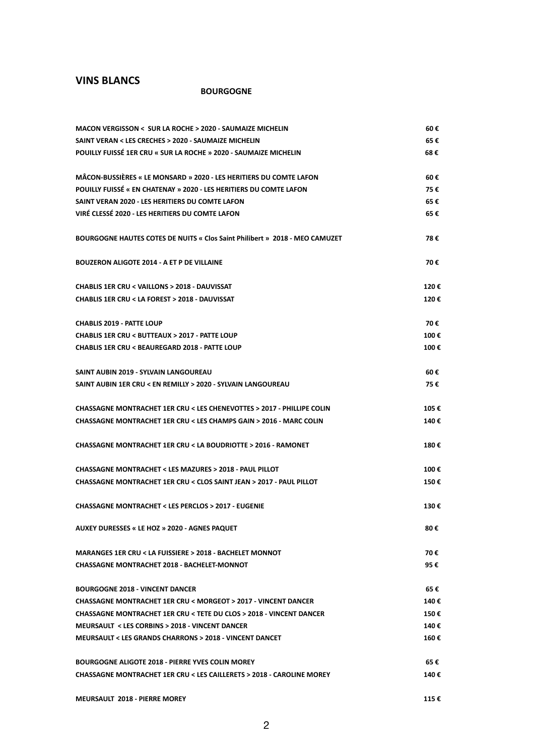## VINS BLANCS

### BOURGOGNE

| | |
|---|---|
| MACON VERGISSON < SUR LA ROCHE > 2020 - SAUMAIZE MICHELIN | 60 € |
| SAINT VERAN < LES CRECHES > 2020 - SAUMAIZE MICHELIN | 65 € |
| POUILLY FUISSÉ 1ER CRU « SUR LA ROCHE » 2020 - SAUMAIZE MICHELIN | 68 € |
| | |
| MÂCON-BUSSIÈRES « LE MONSARD » 2020 - LES HERITIERS DU COMTE LAFON | 60 € |
| POUILLY FUISSÉ « EN CHATENAY » 2020 - LES HERITIERS DU COMTE LAFON | 75 € |
| SAINT VERAN 2020 - LES HERITIERS DU COMTE LAFON | 65 € |
| VIRÉ CLESSÉ 2020 - LES HERITIERS DU COMTE LAFON | 65 € |
| | |
| BOURGOGNE HAUTES COTES DE NUITS « Clos Saint Philibert » 2018 - MEO CAMUZET | 78 € |
| | |
| BOUZERON ALIGOTE 2014 - A ET P DE VILLAINE | 70 € |
| | |
| CHABLIS 1ER CRU < VAILLONS > 2018 - DAUVISSAT | 120 € |
| CHABLIS 1ER CRU < LA FOREST > 2018 - DAUVISSAT | 120 € |
| | |
| CHABLIS 2019 - PATTE LOUP | 70 € |
| CHABLIS 1ER CRU < BUTTEAUX > 2017 - PATTE LOUP | 100 € |
| CHABLIS 1ER CRU < BEAUREGARD 2018 - PATTE LOUP | 100 € |
| | |
| SAINT AUBIN 2019 - SYLVAIN LANGOUREAU | 60 € |
| SAINT AUBIN 1ER CRU < EN REMILLY > 2020 - SYLVAIN LANGOUREAU | 75 € |
| | |
| CHASSAGNE MONTRACHET 1ER CRU < LES CHENEVOTTES > 2017 - PHILLIPE COLIN | 105 € |
| CHASSAGNE MONTRACHET 1ER CRU < LES CHAMPS GAIN > 2016 - MARC COLIN | 140 € |
| | |
| CHASSAGNE MONTRACHET 1ER CRU < LA BOUDRIOTTE > 2016 - RAMONET | 180 € |
| | |
| CHASSAGNE MONTRACHET < LES MAZURES > 2018 - PAUL PILLOT | 100 € |
| CHASSAGNE MONTRACHET 1ER CRU < CLOS SAINT JEAN > 2017 - PAUL PILLOT | 150 € |
| | |
| CHASSAGNE MONTRACHET < LES PERCLOS > 2017 - EUGENIE | 130 € |
| | |
| AUXEY DURESSES « LE HOZ » 2020 - AGNES PAQUET | 80 € |
| | |
| MARANGES 1ER CRU < LA FUISSIERE > 2018 - BACHELET MONNOT | 70 € |
| CHASSAGNE MONTRACHET 2018 - BACHELET-MONNOT | 95 € |
| | |
| BOURGOGNE 2018 - VINCENT DANCER | 65 € |
| CHASSAGNE MONTRACHET 1ER CRU < MORGEOT > 2017 - VINCENT DANCER | 140 € |
| CHASSAGNE MONTRACHET 1ER CRU < TETE DU CLOS > 2018 - VINCENT DANCER | 150 € |
| MEURSAULT < LES CORBINS > 2018 - VINCENT DANCER | 140 € |
| MEURSAULT < LES GRANDS CHARRONS > 2018 - VINCENT DANCET | 160 € |
| | |
| BOURGOGNE ALIGOTE 2018 - PIERRE YVES COLIN MOREY | 65 € |
| CHASSAGNE MONTRACHET 1ER CRU < LES CAILLERETS > 2018 - CAROLINE MOREY | 140 € |
| | |
| MEURSAULT 2018 - PIERRE MOREY | 115 € |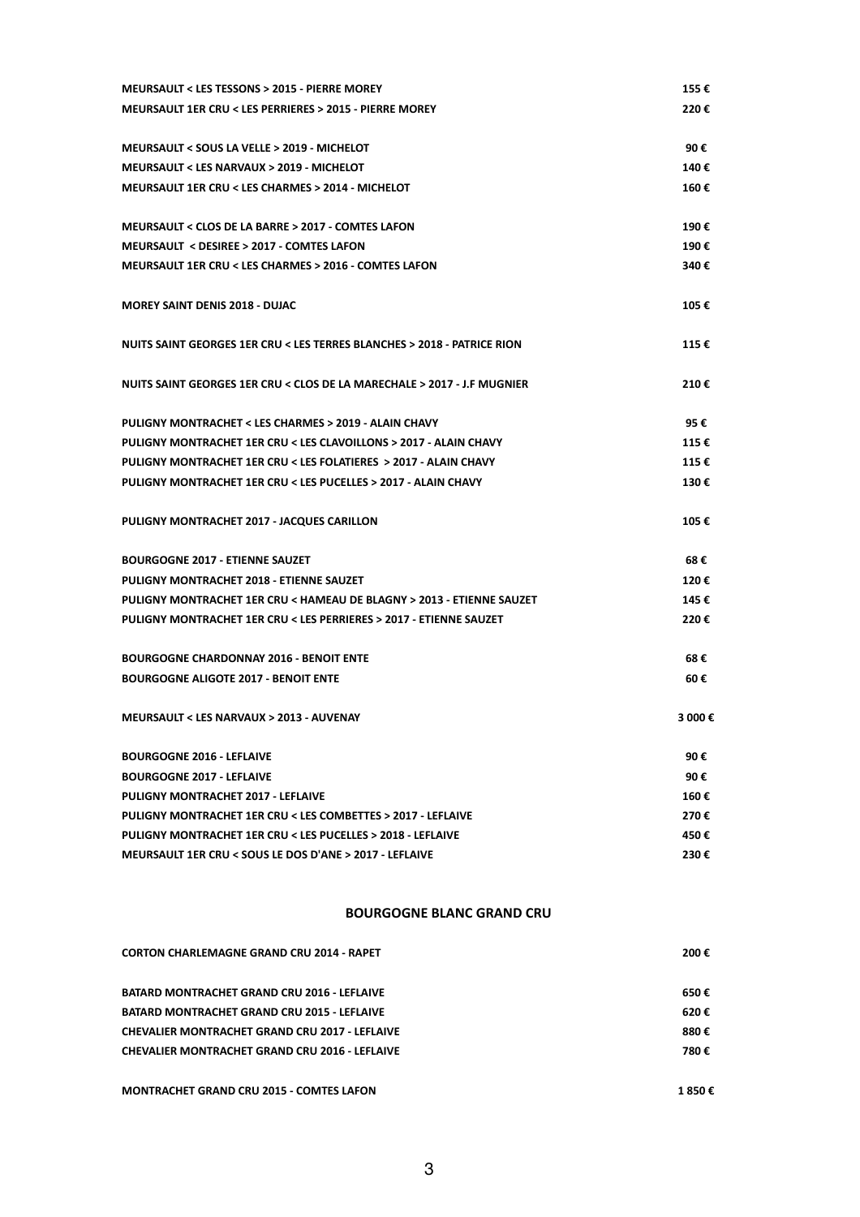| | |
|---|---|
| **MEURSAULT < LES TESSONS > 2015 - PIERRE MOREY** | **155 €** |
| **MEURSAULT 1ER CRU < LES PERRIERES > 2015 - PIERRE MOREY** | **220 €** |
| | |
| **MEURSAULT < SOUS LA VELLE > 2019 - MICHELOT** | **90 €** |
| **MEURSAULT < LES NARVAUX > 2019 - MICHELOT** | **140 €** |
| **MEURSAULT 1ER CRU < LES CHARMES > 2014 - MICHELOT** | **160 €** |
| | |
| **MEURSAULT < CLOS DE LA BARRE > 2017 - COMTES LAFON** | **190 €** |
| **MEURSAULT < DESIREE > 2017 - COMTES LAFON** | **190 €** |
| **MEURSAULT 1ER CRU < LES CHARMES > 2016 - COMTES LAFON** | **340 €** |
| | |
| **MOREY SAINT DENIS 2018 - DUJAC** | **105 €** |
| | |
| **NUITS SAINT GEORGES 1ER CRU < LES TERRES BLANCHES > 2018 - PATRICE RION** | **115 €** |
| | |
| **NUITS SAINT GEORGES 1ER CRU < CLOS DE LA MARECHALE > 2017 - J.F MUGNIER** | **210 €** |
| | |
| **PULIGNY MONTRACHET < LES CHARMES > 2019 - ALAIN CHAVY** | **95 €** |
| **PULIGNY MONTRACHET 1ER CRU < LES CLAVOILLONS > 2017 - ALAIN CHAVY** | **115 €** |
| **PULIGNY MONTRACHET 1ER CRU < LES FOLATIERES > 2017 - ALAIN CHAVY** | **115 €** |
| **PULIGNY MONTRACHET 1ER CRU < LES PUCELLES > 2017 - ALAIN CHAVY** | **130 €** |
| | |
| **PULIGNY MONTRACHET 2017 - JACQUES CARILLON** | **105 €** |
| | |
| **BOURGOGNE 2017 - ETIENNE SAUZET** | **68 €** |
| **PULIGNY MONTRACHET 2018 - ETIENNE SAUZET** | **120 €** |
| **PULIGNY MONTRACHET 1ER CRU < HAMEAU DE BLAGNY > 2013 - ETIENNE SAUZET** | **145 €** |
| **PULIGNY MONTRACHET 1ER CRU < LES PERRIERES > 2017 - ETIENNE SAUZET** | **220 €** |
| | |
| **BOURGOGNE CHARDONNAY 2016 - BENOIT ENTE** | **68 €** |
| **BOURGOGNE ALIGOTE 2017 - BENOIT ENTE** | **60 €** |
| | |
| **MEURSAULT < LES NARVAUX > 2013 - AUVENAY** | **3 000 €** |
| | |
| **BOURGOGNE 2016 - LEFLAIVE** | **90 €** |
| **BOURGOGNE 2017 - LEFLAIVE** | **90 €** |
| **PULIGNY MONTRACHET 2017 - LEFLAIVE** | **160 €** |
| **PULIGNY MONTRACHET 1ER CRU < LES COMBETTES > 2017 - LEFLAIVE** | **270 €** |
| **PULIGNY MONTRACHET 1ER CRU < LES PUCELLES > 2018 - LEFLAIVE** | **450 €** |
| **MEURSAULT 1ER CRU < SOUS LE DOS D'ANE > 2017 - LEFLAIVE** | **230 €** |

## BOURGOGNE BLANC GRAND CRU

| | |
|---|---|
| **CORTON CHARLEMAGNE GRAND CRU 2014 - RAPET** | **200 €** |
| | |
| **BATARD MONTRACHET GRAND CRU 2016 - LEFLAIVE** | **650 €** |
| **BATARD MONTRACHET GRAND CRU 2015 - LEFLAIVE** | **620 €** |
| **CHEVALIER MONTRACHET GRAND CRU 2017 - LEFLAIVE** | **880 €** |
| **CHEVALIER MONTRACHET GRAND CRU 2016 - LEFLAIVE** | **780 €** |
| | |
| **MONTRACHET GRAND CRU 2015 - COMTES LAFON** | **1 850 €** |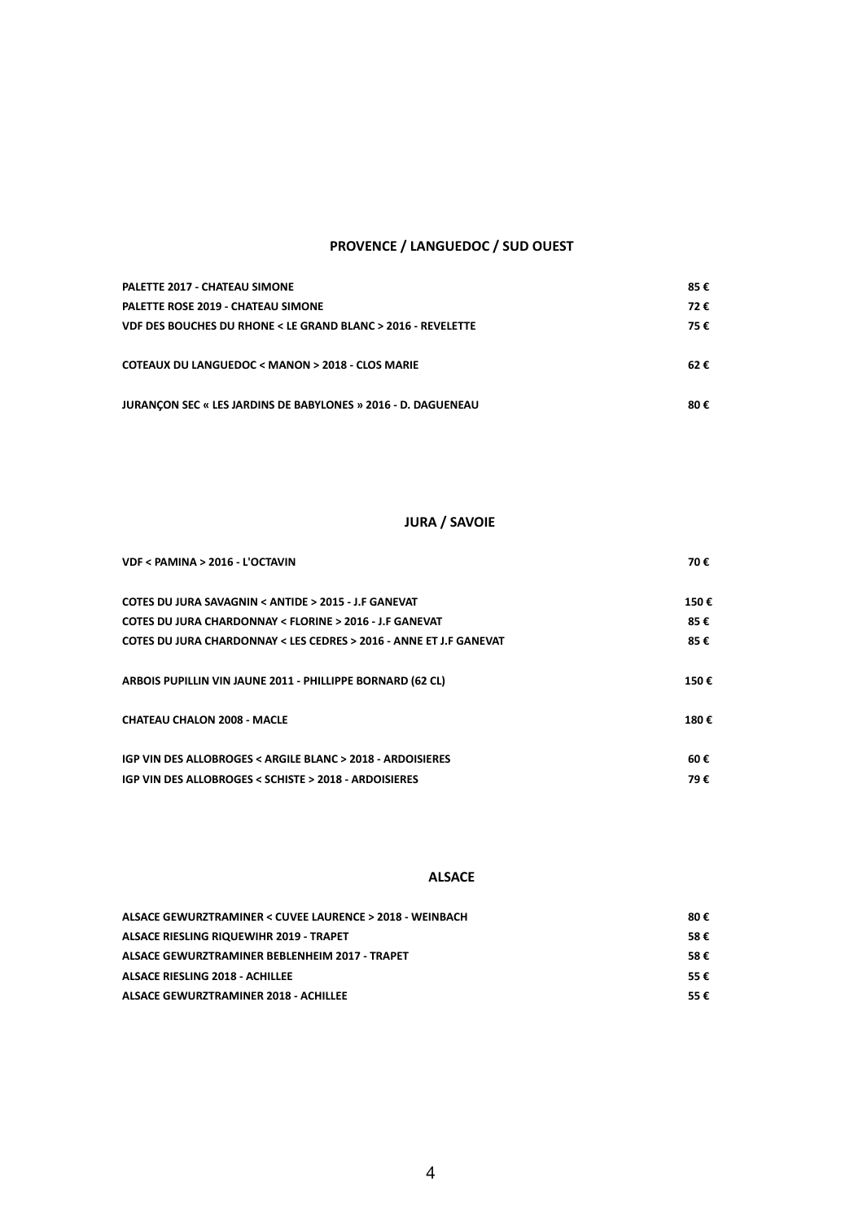## PROVENCE / LANGUEDOC / SUD OUEST

| | |
|---|---|
| **PALETTE 2017 - CHATEAU SIMONE** | **85 €** |
| **PALETTE ROSE 2019 - CHATEAU SIMONE** | **72 €** |
| **VDF DES BOUCHES DU RHONE < LE GRAND BLANC > 2016 - REVELETTE** | **75 €** |
| **COTEAUX DU LANGUEDOC < MANON > 2018 - CLOS MARIE** | **62 €** |
| **JURANÇON SEC « LES JARDINS DE BABYLONES » 2016 - D. DAGUENEAU** | **80 €** |

## JURA / SAVOIE

| | |
|---|---|
| **VDF < PAMINA > 2016 - L'OCTAVIN** | **70 €** |
| **COTES DU JURA SAVAGNIN < ANTIDE > 2015 - J.F GANEVAT** | **150 €** |
| **COTES DU JURA CHARDONNAY < FLORINE > 2016 - J.F GANEVAT** | **85 €** |
| **COTES DU JURA CHARDONNAY < LES CEDRES > 2016 - ANNE ET J.F GANEVAT** | **85 €** |
| **ARBOIS PUPILLIN VIN JAUNE 2011 - PHILLIPPE BORNARD (62 CL)** | **150 €** |
| **CHATEAU CHALON 2008 - MACLE** | **180 €** |
| **IGP VIN DES ALLOBROGES < ARGILE BLANC > 2018 - ARDOISIERES** | **60 €** |
| **IGP VIN DES ALLOBROGES < SCHISTE > 2018 - ARDOISIERES** | **79 €** |

## ALSACE

| | |
|---|---|
| **ALSACE GEWURZTRAMINER < CUVEE LAURENCE > 2018 - WEINBACH** | **80 €** |
| **ALSACE RIESLING RIQUEWIHR 2019 - TRAPET** | **58 €** |
| **ALSACE GEWURZTRAMINER BEBLENHEIM 2017 - TRAPET** | **58 €** |
| **ALSACE RIESLING 2018 - ACHILLEE** | **55 €** |
| **ALSACE GEWURZTRAMINER 2018 - ACHILLEE** | **55 €** |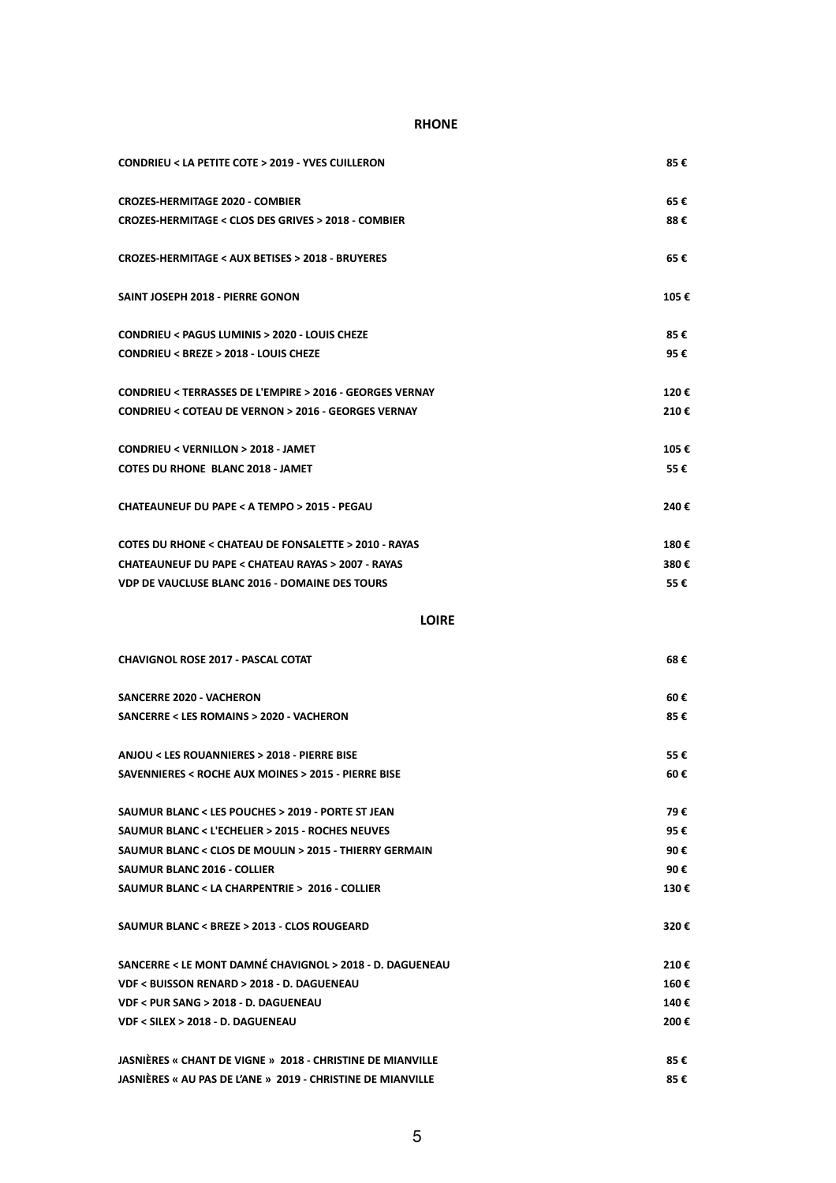## RHONE

| | |
|---|---|
| CONDRIEU < LA PETITE COTE > 2019 - YVES CUILLERON | 85 € |
| CROZES-HERMITAGE 2020 - COMBIER | 65 € |
| CROZES-HERMITAGE < CLOS DES GRIVES > 2018 - COMBIER | 88 € |
| CROZES-HERMITAGE < AUX BETISES > 2018 - BRUYERES | 65 € |
| SAINT JOSEPH 2018 - PIERRE GONON | 105 € |
| CONDRIEU < PAGUS LUMINIS > 2020 - LOUIS CHEZE | 85 € |
| CONDRIEU < BREZE > 2018 - LOUIS CHEZE | 95 € |
| CONDRIEU < TERRASSES DE L'EMPIRE > 2016 - GEORGES VERNAY | 120 € |
| CONDRIEU < COTEAU DE VERNON > 2016 - GEORGES VERNAY | 210 € |
| CONDRIEU < VERNILLON > 2018 - JAMET | 105 € |
| COTES DU RHONE BLANC 2018 - JAMET | 55 € |
| CHATEAUNEUF DU PAPE < A TEMPO > 2015 - PEGAU | 240 € |
| COTES DU RHONE < CHATEAU DE FONSALETTE > 2010 - RAYAS | 180 € |
| CHATEAUNEUF DU PAPE < CHATEAU RAYAS > 2007 - RAYAS | 380 € |
| VDP DE VAUCLUSE BLANC 2016 - DOMAINE DES TOURS | 55 € |

## LOIRE

| | |
|---|---|
| CHAVIGNOL ROSE 2017 - PASCAL COTAT | 68 € |
| SANCERRE 2020 - VACHERON | 60 € |
| SANCERRE < LES ROMAINS > 2020 - VACHERON | 85 € |
| ANJOU < LES ROUANNIERES > 2018 - PIERRE BISE | 55 € |
| SAVENNIERES < ROCHE AUX MOINES > 2015 - PIERRE BISE | 60 € |
| SAUMUR BLANC < LES POUCHES > 2019 - PORTE ST JEAN | 79 € |
| SAUMUR BLANC < L'ECHELIER > 2015 - ROCHES NEUVES | 95 € |
| SAUMUR BLANC < CLOS DE MOULIN > 2015 - THIERRY GERMAIN | 90 € |
| SAUMUR BLANC 2016 - COLLIER | 90 € |
| SAUMUR BLANC < LA CHARPENTRIE > 2016 - COLLIER | 130 € |
| SAUMUR BLANC < BREZE > 2013 - CLOS ROUGEARD | 320 € |
| SANCERRE < LE MONT DAMNÉ CHAVIGNOL > 2018 - D. DAGUENEAU | 210 € |
| VDF < BUISSON RENARD > 2018 - D. DAGUENEAU | 160 € |
| VDF < PUR SANG > 2018 - D. DAGUENEAU | 140 € |
| VDF < SILEX > 2018 - D. DAGUENEAU | 200 € |
| JASNIÈRES « CHANT DE VIGNE » 2018 - CHRISTINE DE MIANVILLE | 85 € |
| JASNIÈRES « AU PAS DE L'ANE » 2019 - CHRISTINE DE MIANVILLE | 85 € |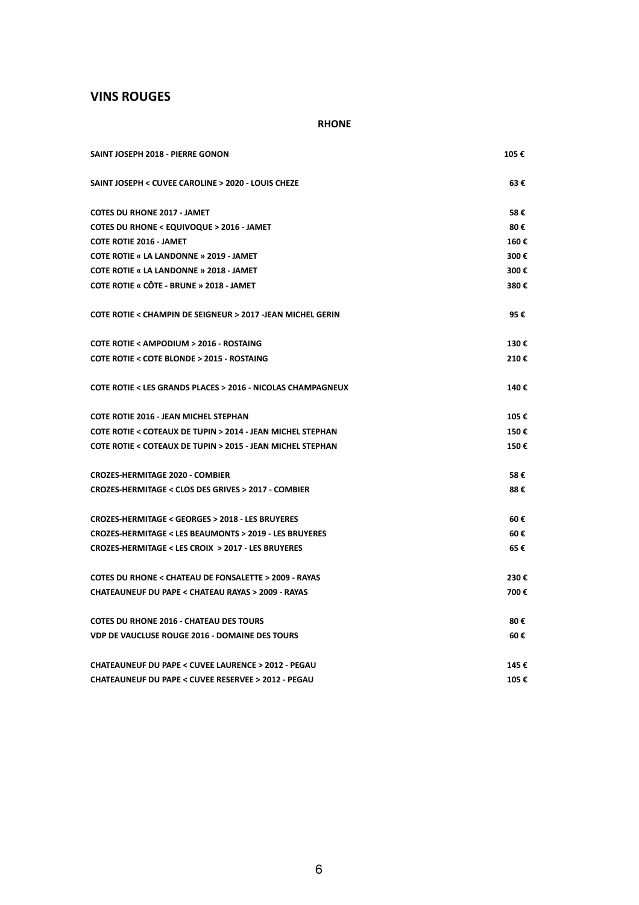## VINS ROUGES

### RHONE

| | |
|---|---|
| SAINT JOSEPH 2018 - PIERRE GONON | 105 € |
| SAINT JOSEPH < CUVEE CAROLINE > 2020 - LOUIS CHEZE | 63 € |
| COTES DU RHONE 2017 - JAMET | 58 € |
| COTES DU RHONE < EQUIVOQUE > 2016 - JAMET | 80 € |
| COTE ROTIE 2016 - JAMET | 160 € |
| COTE ROTIE « LA LANDONNE » 2019 - JAMET | 300 € |
| COTE ROTIE « LA LANDONNE » 2018 - JAMET | 300 € |
| COTE ROTIE « CÔTE - BRUNE » 2018 - JAMET | 380 € |
| COTE ROTIE < CHAMPIN DE SEIGNEUR > 2017 -JEAN MICHEL GERIN | 95 € |
| COTE ROTIE < AMPODIUM > 2016 - ROSTAING | 130 € |
| COTE ROTIE < COTE BLONDE > 2015 - ROSTAING | 210 € |
| COTE ROTIE < LES GRANDS PLACES > 2016 - NICOLAS CHAMPAGNEUX | 140 € |
| COTE ROTIE 2016 - JEAN MICHEL STEPHAN | 105 € |
| COTE ROTIE < COTEAUX DE TUPIN > 2014 - JEAN MICHEL STEPHAN | 150 € |
| COTE ROTIE < COTEAUX DE TUPIN > 2015 - JEAN MICHEL STEPHAN | 150 € |
| CROZES-HERMITAGE 2020 - COMBIER | 58 € |
| CROZES-HERMITAGE < CLOS DES GRIVES > 2017 - COMBIER | 88 € |
| CROZES-HERMITAGE < GEORGES > 2018 - LES BRUYERES | 60 € |
| CROZES-HERMITAGE < LES BEAUMONTS > 2019 - LES BRUYERES | 60 € |
| CROZES-HERMITAGE < LES CROIX > 2017 - LES BRUYERES | 65 € |
| COTES DU RHONE < CHATEAU DE FONSALETTE > 2009 - RAYAS | 230 € |
| CHATEAUNEUF DU PAPE < CHATEAU RAYAS > 2009 - RAYAS | 700 € |
| COTES DU RHONE 2016 - CHATEAU DES TOURS | 80 € |
| VDP DE VAUCLUSE ROUGE 2016 - DOMAINE DES TOURS | 60 € |
| CHATEAUNEUF DU PAPE < CUVEE LAURENCE > 2012 - PEGAU | 145 € |
| CHATEAUNEUF DU PAPE < CUVEE RESERVEE > 2012 - PEGAU | 105 € |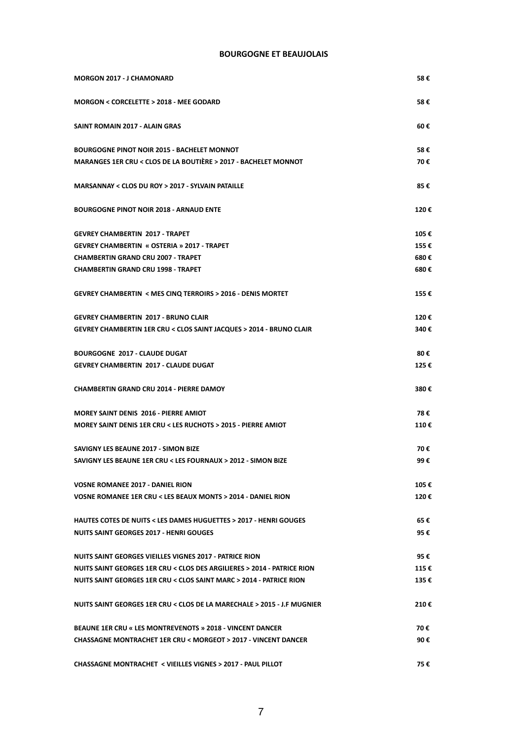## BOURGOGNE ET BEAUJOLAIS

| | |
|---|---|
| **MORGON 2017 - J CHAMONARD** | **58 €** |
| **MORGON < CORCELETTE > 2018 - MEE GODARD** | **58 €** |
| **SAINT ROMAIN 2017 - ALAIN GRAS** | **60 €** |
| **BOURGOGNE PINOT NOIR 2015 - BACHELET MONNOT** | **58 €** |
| **MARANGES 1ER CRU < CLOS DE LA BOUTIÈRE > 2017 - BACHELET MONNOT** | **70 €** |
| **MARSANNAY < CLOS DU ROY > 2017 - SYLVAIN PATAILLE** | **85 €** |
| **BOURGOGNE PINOT NOIR 2018 - ARNAUD ENTE** | **120 €** |
| **GEVREY CHAMBERTIN 2017 - TRAPET** | **105 €** |
| **GEVREY CHAMBERTIN « OSTERIA » 2017 - TRAPET** | **155 €** |
| **CHAMBERTIN GRAND CRU 2007 - TRAPET** | **680 €** |
| **CHAMBERTIN GRAND CRU 1998 - TRAPET** | **680 €** |
| **GEVREY CHAMBERTIN < MES CINQ TERROIRS > 2016 - DENIS MORTET** | **155 €** |
| **GEVREY CHAMBERTIN 2017 - BRUNO CLAIR** | **120 €** |
| **GEVREY CHAMBERTIN 1ER CRU < CLOS SAINT JACQUES > 2014 - BRUNO CLAIR** | **340 €** |
| **BOURGOGNE 2017 - CLAUDE DUGAT** | **80 €** |
| **GEVREY CHAMBERTIN 2017 - CLAUDE DUGAT** | **125 €** |
| **CHAMBERTIN GRAND CRU 2014 - PIERRE DAMOY** | **380 €** |
| **MOREY SAINT DENIS 2016 - PIERRE AMIOT** | **78 €** |
| **MOREY SAINT DENIS 1ER CRU < LES RUCHOTS > 2015 - PIERRE AMIOT** | **110 €** |
| **SAVIGNY LES BEAUNE 2017 - SIMON BIZE** | **70 €** |
| **SAVIGNY LES BEAUNE 1ER CRU < LES FOURNAUX > 2012 - SIMON BIZE** | **99 €** |
| **VOSNE ROMANEE 2017 - DANIEL RION** | **105 €** |
| **VOSNE ROMANEE 1ER CRU < LES BEAUX MONTS > 2014 - DANIEL RION** | **120 €** |
| **HAUTES COTES DE NUITS < LES DAMES HUGUETTES > 2017 - HENRI GOUGES** | **65 €** |
| **NUITS SAINT GEORGES 2017 - HENRI GOUGES** | **95 €** |
| **NUITS SAINT GEORGES VIEILLES VIGNES 2017 - PATRICE RION** | **95 €** |
| **NUITS SAINT GEORGES 1ER CRU < CLOS DES ARGILIERES > 2014 - PATRICE RION** | **115 €** |
| **NUITS SAINT GEORGES 1ER CRU < CLOS SAINT MARC > 2014 - PATRICE RION** | **135 €** |
| **NUITS SAINT GEORGES 1ER CRU < CLOS DE LA MARECHALE > 2015 - J.F MUGNIER** | **210 €** |
| **BEAUNE 1ER CRU « LES MONTREVENOTS » 2018 - VINCENT DANCER** | **70 €** |
| **CHASSAGNE MONTRACHET 1ER CRU < MORGEOT > 2017 - VINCENT DANCER** | **90 €** |
| **CHASSAGNE MONTRACHET < VIEILLES VIGNES > 2017 - PAUL PILLOT** | **75 €** |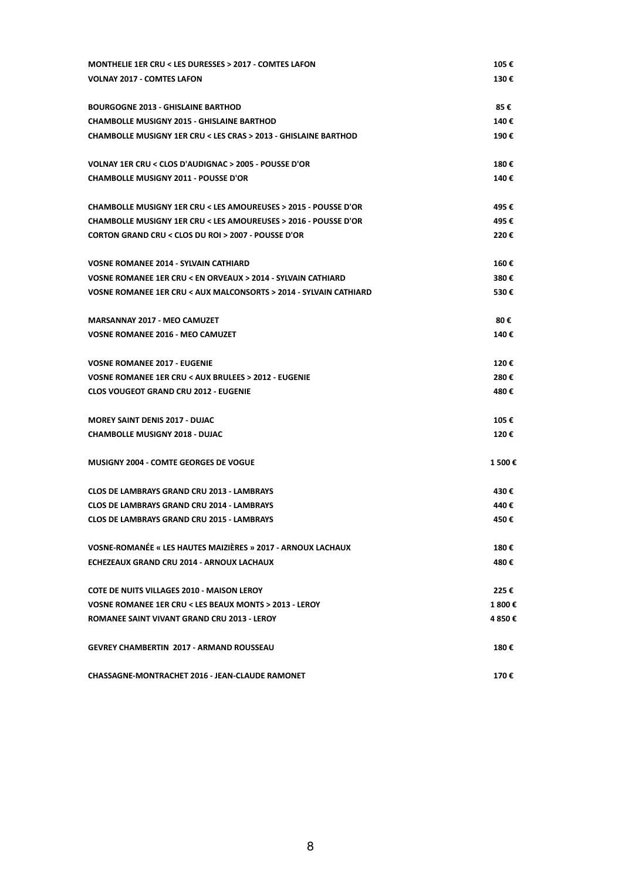| | |
|---|---|
| **MONTHELIE 1ER CRU < LES DURESSES > 2017 - COMTES LAFON** | **105 €** |
| **VOLNAY 2017 - COMTES LAFON** | **130 €** |
| | |
| **BOURGOGNE 2013 - GHISLAINE BARTHOD** | **85 €** |
| **CHAMBOLLE MUSIGNY 2015 - GHISLAINE BARTHOD** | **140 €** |
| **CHAMBOLLE MUSIGNY 1ER CRU < LES CRAS > 2013 - GHISLAINE BARTHOD** | **190 €** |
| | |
| **VOLNAY 1ER CRU < CLOS D'AUDIGNAC > 2005 - POUSSE D'OR** | **180 €** |
| **CHAMBOLLE MUSIGNY 2011 - POUSSE D'OR** | **140 €** |
| | |
| **CHAMBOLLE MUSIGNY 1ER CRU < LES AMOUREUSES > 2015 - POUSSE D'OR** | **495 €** |
| **CHAMBOLLE MUSIGNY 1ER CRU < LES AMOUREUSES > 2016 - POUSSE D'OR** | **495 €** |
| **CORTON GRAND CRU < CLOS DU ROI > 2007 - POUSSE D'OR** | **220 €** |
| | |
| **VOSNE ROMANEE 2014 - SYLVAIN CATHIARD** | **160 €** |
| **VOSNE ROMANEE 1ER CRU < EN ORVEAUX > 2014 - SYLVAIN CATHIARD** | **380 €** |
| **VOSNE ROMANEE 1ER CRU < AUX MALCONSORTS > 2014 - SYLVAIN CATHIARD** | **530 €** |
| | |
| **MARSANNAY 2017 - MEO CAMUZET** | **80 €** |
| **VOSNE ROMANEE 2016 - MEO CAMUZET** | **140 €** |
| | |
| **VOSNE ROMANEE 2017 - EUGENIE** | **120 €** |
| **VOSNE ROMANEE 1ER CRU < AUX BRULEES > 2012 - EUGENIE** | **280 €** |
| **CLOS VOUGEOT GRAND CRU 2012 - EUGENIE** | **480 €** |
| | |
| **MOREY SAINT DENIS 2017 - DUJAC** | **105 €** |
| **CHAMBOLLE MUSIGNY 2018 - DUJAC** | **120 €** |
| | |
| **MUSIGNY 2004 - COMTE GEORGES DE VOGUE** | **1 500 €** |
| | |
| **CLOS DE LAMBRAYS GRAND CRU 2013 - LAMBRAYS** | **430 €** |
| **CLOS DE LAMBRAYS GRAND CRU 2014 - LAMBRAYS** | **440 €** |
| **CLOS DE LAMBRAYS GRAND CRU 2015 - LAMBRAYS** | **450 €** |
| | |
| **VOSNE-ROMANÉE « LES HAUTES MAIZIÈRES » 2017 - ARNOUX LACHAUX** | **180 €** |
| **ECHEZEAUX GRAND CRU 2014 - ARNOUX LACHAUX** | **480 €** |
| | |
| **COTE DE NUITS VILLAGES 2010 - MAISON LEROY** | **225 €** |
| **VOSNE ROMANEE 1ER CRU < LES BEAUX MONTS > 2013 - LEROY** | **1 800 €** |
| **ROMANEE SAINT VIVANT GRAND CRU 2013 - LEROY** | **4 850 €** |
| | |
| **GEVREY CHAMBERTIN 2017 - ARMAND ROUSSEAU** | **180 €** |
| | |
| **CHASSAGNE-MONTRACHET 2016 - JEAN-CLAUDE RAMONET** | **170 €** |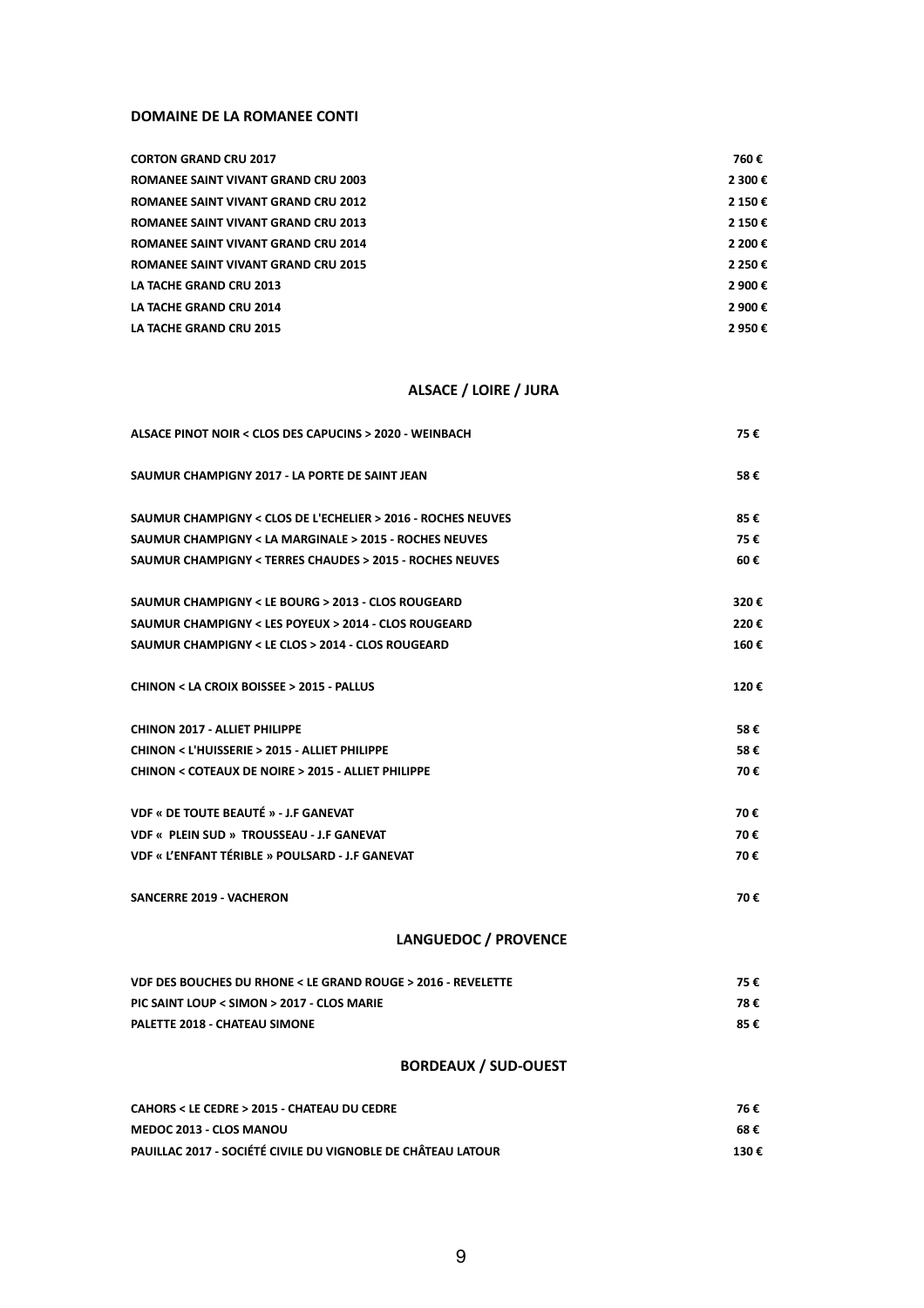## DOMAINE DE LA ROMANEE CONTI

| | |
|---|---|
| **CORTON GRAND CRU 2017** | **760 €** |
| **ROMANEE SAINT VIVANT GRAND CRU 2003** | **2 300 €** |
| **ROMANEE SAINT VIVANT GRAND CRU 2012** | **2 150 €** |
| **ROMANEE SAINT VIVANT GRAND CRU 2013** | **2 150 €** |
| **ROMANEE SAINT VIVANT GRAND CRU 2014** | **2 200 €** |
| **ROMANEE SAINT VIVANT GRAND CRU 2015** | **2 250 €** |
| **LA TACHE GRAND CRU 2013** | **2 900 €** |
| **LA TACHE GRAND CRU 2014** | **2 900 €** |
| **LA TACHE GRAND CRU 2015** | **2 950 €** |

## ALSACE / LOIRE / JURA

| | |
|---|---|
| **ALSACE PINOT NOIR < CLOS DES CAPUCINS > 2020 - WEINBACH** | **75 €** |
| **SAUMUR CHAMPIGNY 2017 - LA PORTE DE SAINT JEAN** | **58 €** |
| **SAUMUR CHAMPIGNY < CLOS DE L'ECHELIER > 2016 - ROCHES NEUVES** | **85 €** |
| **SAUMUR CHAMPIGNY < LA MARGINALE > 2015 - ROCHES NEUVES** | **75 €** |
| **SAUMUR CHAMPIGNY < TERRES CHAUDES > 2015 - ROCHES NEUVES** | **60 €** |
| **SAUMUR CHAMPIGNY < LE BOURG > 2013 - CLOS ROUGEARD** | **320 €** |
| **SAUMUR CHAMPIGNY < LES POYEUX > 2014 - CLOS ROUGEARD** | **220 €** |
| **SAUMUR CHAMPIGNY < LE CLOS > 2014 - CLOS ROUGEARD** | **160 €** |
| **CHINON < LA CROIX BOISSEE > 2015 - PALLUS** | **120 €** |
| **CHINON 2017 - ALLIET PHILIPPE** | **58 €** |
| **CHINON < L'HUISSERIE > 2015 - ALLIET PHILIPPE** | **58 €** |
| **CHINON < COTEAUX DE NOIRE > 2015 - ALLIET PHILIPPE** | **70 €** |
| **VDF « DE TOUTE BEAUTÉ » - J.F GANEVAT** | **70 €** |
| **VDF « PLEIN SUD » TROUSSEAU - J.F GANEVAT** | **70 €** |
| **VDF « L'ENFANT TÉRIBLE » POULSARD - J.F GANEVAT** | **70 €** |
| **SANCERRE 2019 - VACHERON** | **70 €** |

## LANGUEDOC / PROVENCE

| | |
|---|---|
| **VDF DES BOUCHES DU RHONE < LE GRAND ROUGE > 2016 - REVELETTE** | **75 €** |
| **PIC SAINT LOUP < SIMON > 2017 - CLOS MARIE** | **78 €** |
| **PALETTE 2018 - CHATEAU SIMONE** | **85 €** |

## BORDEAUX / SUD-OUEST

| | |
|---|---|
| **CAHORS < LE CEDRE > 2015 - CHATEAU DU CEDRE** | **76 €** |
| **MEDOC 2013 - CLOS MANOU** | **68 €** |
| **PAUILLAC 2017 - SOCIÉTÉ CIVILE DU VIGNOBLE DE CHÂTEAU LATOUR** | **130 €** |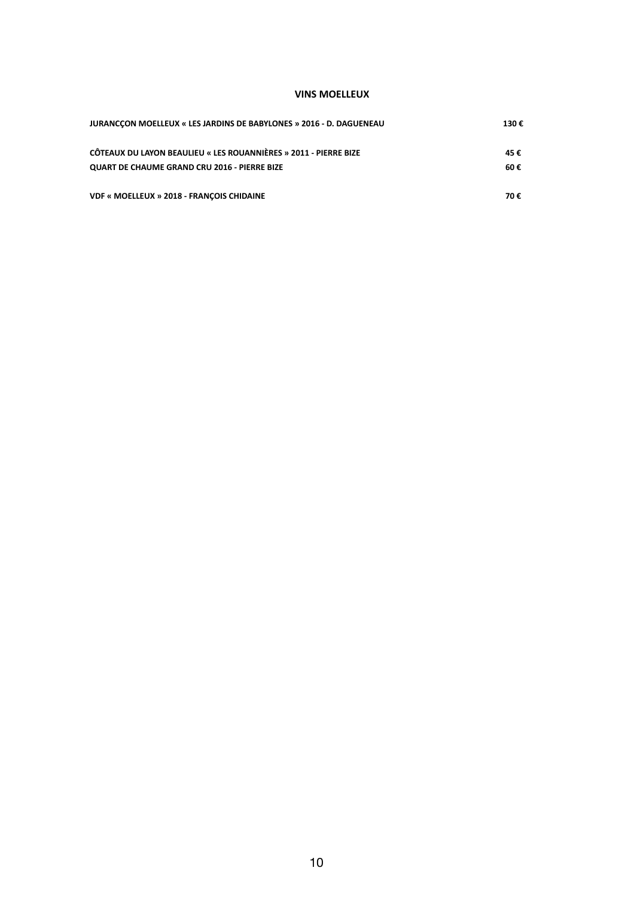## VINS MOELLEUX

| | |
|---|---|
| **JURANÇON MOELLEUX « LES JARDINS DE BABYLONES » 2016 - D. DAGUENEAU** | **130 €** |
| | |
| **CÔTEAUX DU LAYON BEAULIEU « LES ROUANNIÈRES » 2011 - PIERRE BIZE** | **45 €** |
| **QUART DE CHAUME GRAND CRU 2016 - PIERRE BIZE** | **60 €** |
| | |
| **VDF « MOELLEUX » 2018 - FRANÇOIS CHIDAINE** | **70 €** |